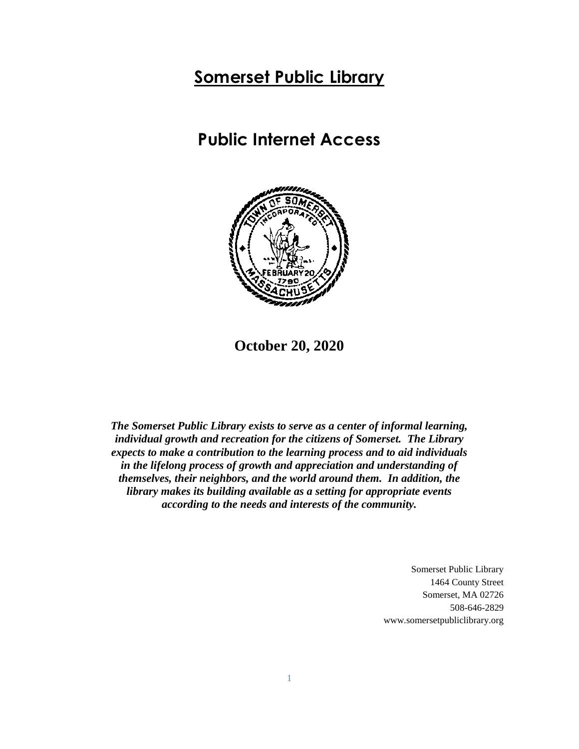# Somerset Public Library

## Public Internet Access

**October 20, 2020**

***The Somerset Public Library exists to serve as a center of informal learning, individual growth and recreation for the citizens of Somerset. The Library expects to make a contribution to the learning process and to aid individuals in the lifelong process of growth and appreciation and understanding of themselves, their neighbors, and the world around them. In addition, the library makes its building available as a setting for appropriate events according to the needs and interests of the community.***

Somerset Public Library
1464 County Street
Somerset, MA 02726
508-646-2829
www.somersetpubliclibrary.org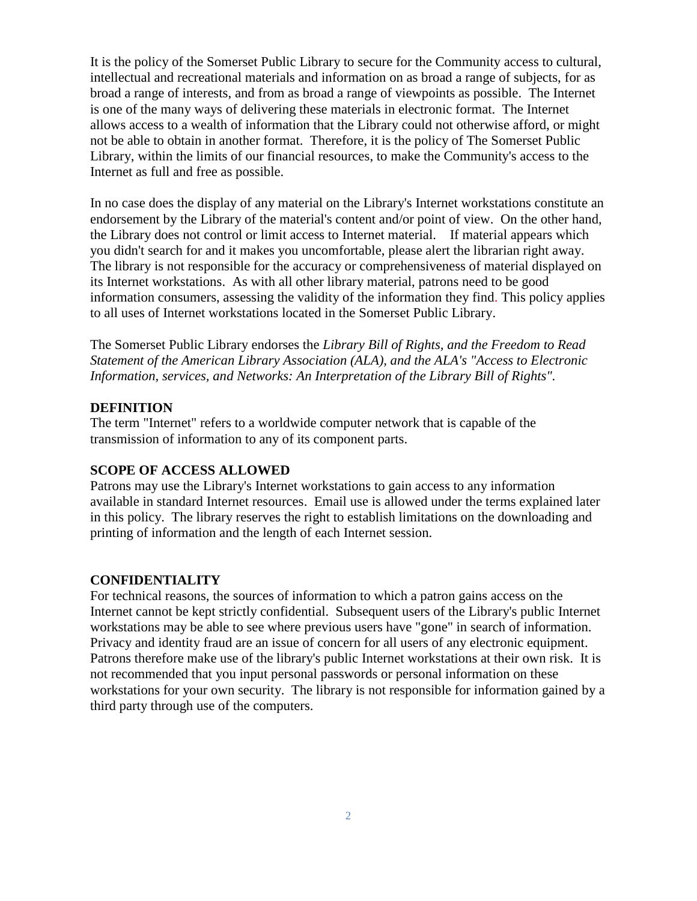It is the policy of the Somerset Public Library to secure for the Community access to cultural, intellectual and recreational materials and information on as broad a range of subjects, for as broad a range of interests, and from as broad a range of viewpoints as possible. The Internet is one of the many ways of delivering these materials in electronic format. The Internet allows access to a wealth of information that the Library could not otherwise afford, or might not be able to obtain in another format. Therefore, it is the policy of The Somerset Public Library, within the limits of our financial resources, to make the Community's access to the Internet as full and free as possible.

In no case does the display of any material on the Library's Internet workstations constitute an endorsement by the Library of the material's content and/or point of view. On the other hand, the Library does not control or limit access to Internet material. If material appears which you didn't search for and it makes you uncomfortable, please alert the librarian right away. The library is not responsible for the accuracy or comprehensiveness of material displayed on its Internet workstations. As with all other library material, patrons need to be good information consumers, assessing the validity of the information they find. This policy applies to all uses of Internet workstations located in the Somerset Public Library.

The Somerset Public Library endorses the *Library Bill of Rights, and the Freedom to Read Statement of the American Library Association (ALA), and the ALA's "Access to Electronic Information, services, and Networks: An Interpretation of the Library Bill of Rights".*

**DEFINITION**

The term "Internet" refers to a worldwide computer network that is capable of the transmission of information to any of its component parts.

**SCOPE OF ACCESS ALLOWED**

Patrons may use the Library's Internet workstations to gain access to any information available in standard Internet resources. Email use is allowed under the terms explained later in this policy. The library reserves the right to establish limitations on the downloading and printing of information and the length of each Internet session.

**CONFIDENTIALITY**

For technical reasons, the sources of information to which a patron gains access on the Internet cannot be kept strictly confidential. Subsequent users of the Library's public Internet workstations may be able to see where previous users have "gone" in search of information. Privacy and identity fraud are an issue of concern for all users of any electronic equipment. Patrons therefore make use of the library's public Internet workstations at their own risk. It is not recommended that you input personal passwords or personal information on these workstations for your own security. The library is not responsible for information gained by a third party through use of the computers.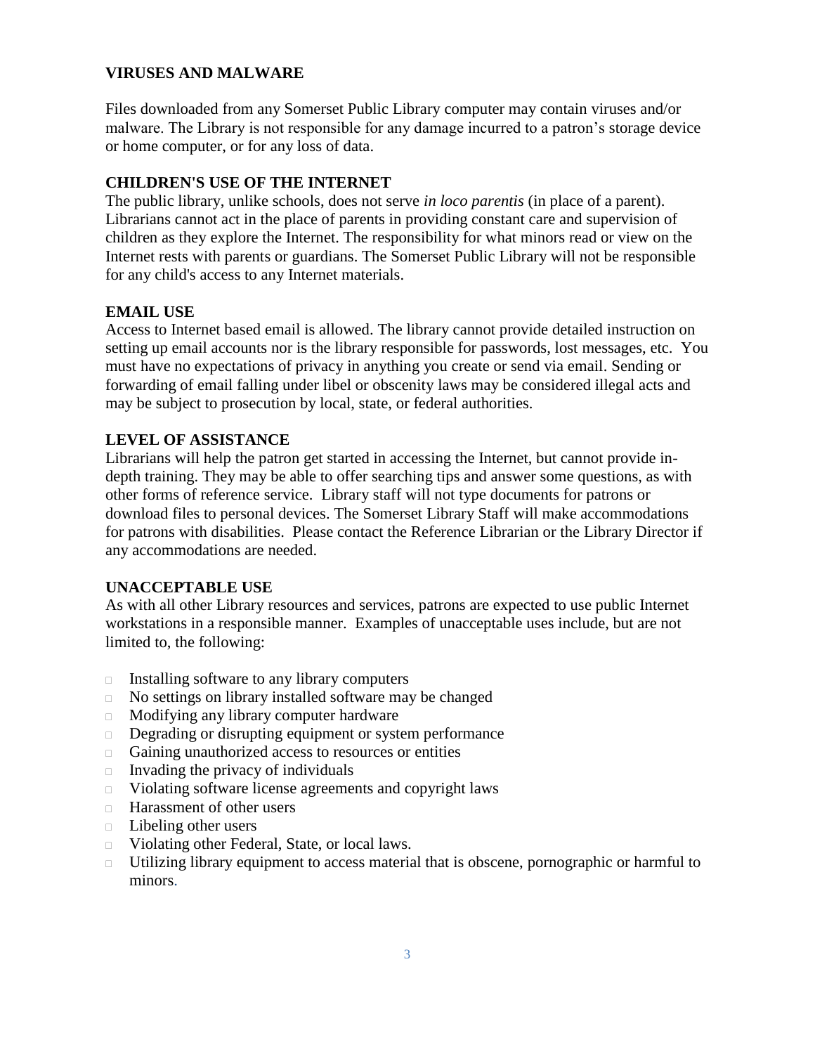## VIRUSES AND MALWARE

Files downloaded from any Somerset Public Library computer may contain viruses and/or malware. The Library is not responsible for any damage incurred to a patron's storage device or home computer, or for any loss of data.

## CHILDREN'S USE OF THE INTERNET

The public library, unlike schools, does not serve *in loco parentis* (in place of a parent). Librarians cannot act in the place of parents in providing constant care and supervision of children as they explore the Internet. The responsibility for what minors read or view on the Internet rests with parents or guardians. The Somerset Public Library will not be responsible for any child's access to any Internet materials.

## EMAIL USE

Access to Internet based email is allowed. The library cannot provide detailed instruction on setting up email accounts nor is the library responsible for passwords, lost messages, etc. You must have no expectations of privacy in anything you create or send via email. Sending or forwarding of email falling under libel or obscenity laws may be considered illegal acts and may be subject to prosecution by local, state, or federal authorities.

## LEVEL OF ASSISTANCE

Librarians will help the patron get started in accessing the Internet, but cannot provide in-depth training. They may be able to offer searching tips and answer some questions, as with other forms of reference service. Library staff will not type documents for patrons or download files to personal devices. The Somerset Library Staff will make accommodations for patrons with disabilities. Please contact the Reference Librarian or the Library Director if any accommodations are needed.

## UNACCEPTABLE USE

As with all other Library resources and services, patrons are expected to use public Internet workstations in a responsible manner. Examples of unacceptable uses include, but are not limited to, the following:

- Installing software to any library computers
- No settings on library installed software may be changed
- Modifying any library computer hardware
- Degrading or disrupting equipment or system performance
- Gaining unauthorized access to resources or entities
- Invading the privacy of individuals
- Violating software license agreements and copyright laws
- Harassment of other users
- Libeling other users
- Violating other Federal, State, or local laws.
- Utilizing library equipment to access material that is obscene, pornographic or harmful to minors.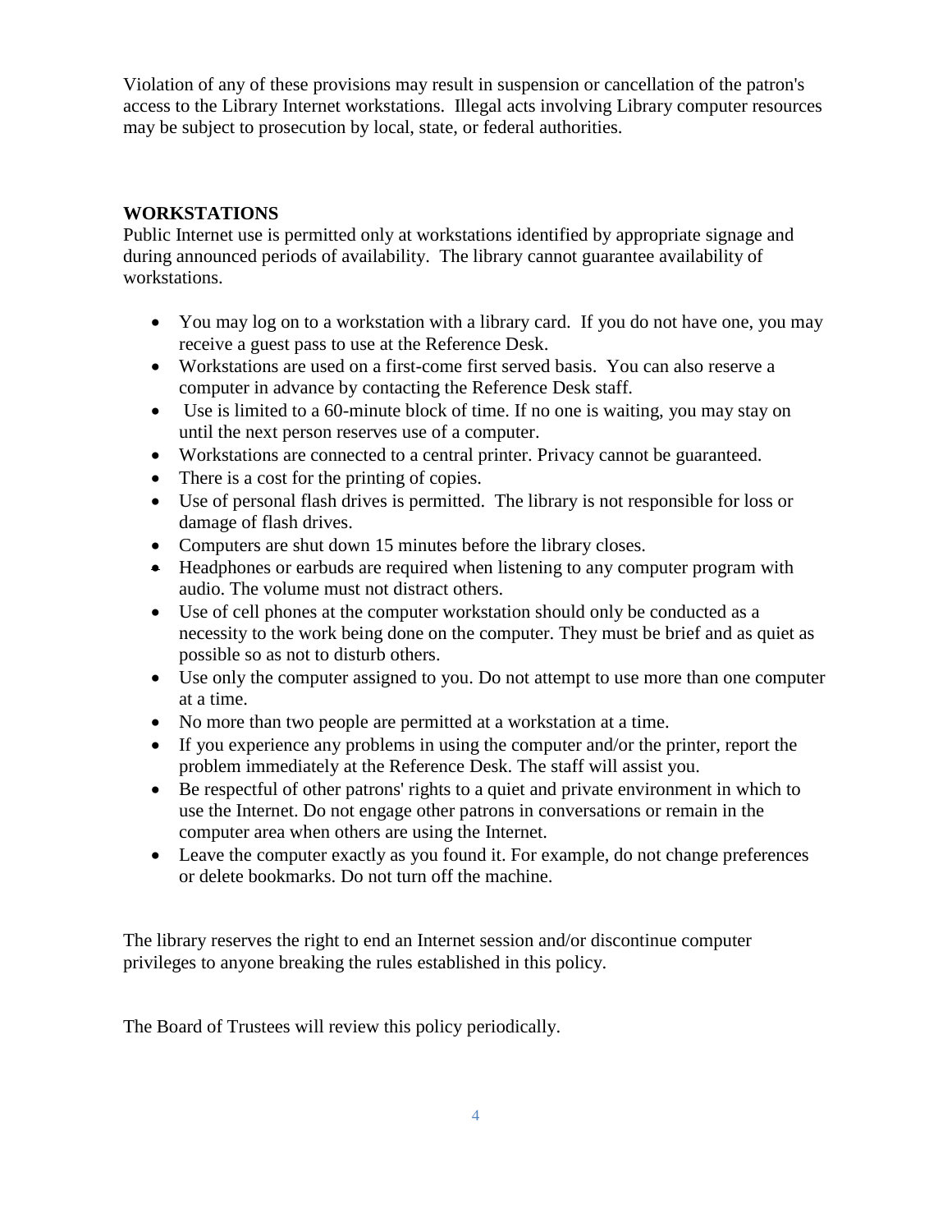Violation of any of these provisions may result in suspension or cancellation of the patron's access to the Library Internet workstations. Illegal acts involving Library computer resources may be subject to prosecution by local, state, or federal authorities.

**WORKSTATIONS**

Public Internet use is permitted only at workstations identified by appropriate signage and during announced periods of availability. The library cannot guarantee availability of workstations.

- You may log on to a workstation with a library card. If you do not have one, you may receive a guest pass to use at the Reference Desk.
- Workstations are used on a first-come first served basis. You can also reserve a computer in advance by contacting the Reference Desk staff.
- Use is limited to a 60-minute block of time. If no one is waiting, you may stay on until the next person reserves use of a computer.
- Workstations are connected to a central printer. Privacy cannot be guaranteed.
- There is a cost for the printing of copies.
- Use of personal flash drives is permitted. The library is not responsible for loss or damage of flash drives.
- Computers are shut down 15 minutes before the library closes.
- Headphones or earbuds are required when listening to any computer program with audio. The volume must not distract others.
- Use of cell phones at the computer workstation should only be conducted as a necessity to the work being done on the computer. They must be brief and as quiet as possible so as not to disturb others.
- Use only the computer assigned to you. Do not attempt to use more than one computer at a time.
- No more than two people are permitted at a workstation at a time.
- If you experience any problems in using the computer and/or the printer, report the problem immediately at the Reference Desk. The staff will assist you.
- Be respectful of other patrons' rights to a quiet and private environment in which to use the Internet. Do not engage other patrons in conversations or remain in the computer area when others are using the Internet.
- Leave the computer exactly as you found it. For example, do not change preferences or delete bookmarks. Do not turn off the machine.

The library reserves the right to end an Internet session and/or discontinue computer privileges to anyone breaking the rules established in this policy.

The Board of Trustees will review this policy periodically.